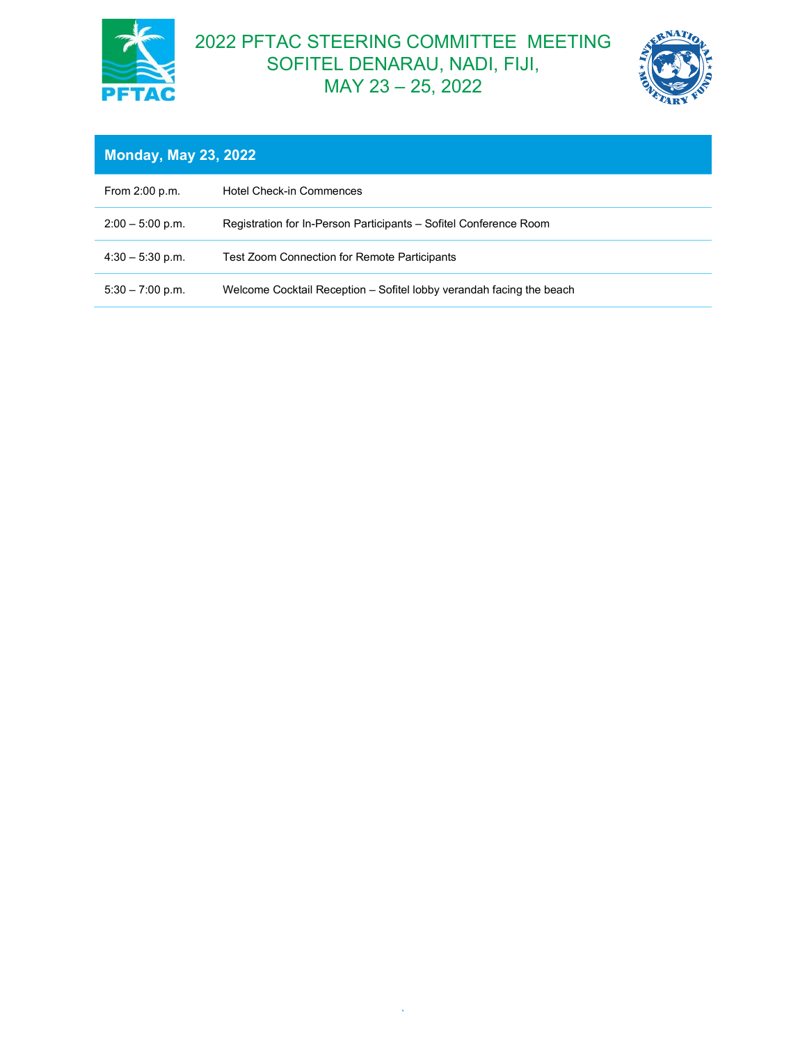# 2022 PFTAC STEERING COMMITTEE MEETING
# SOFITEL DENARAU, NADI, FIJI,
# MAY 23 – 25, 2022

## Monday, May 23, 2022

| | |
|---|---|
| From 2:00 p.m. | Hotel Check-in Commences |
| 2:00 – 5:00 p.m. | Registration for In-Person Participants – Sofitel Conference Room |
| 4:30 – 5:30 p.m. | Test Zoom Connection for Remote Participants |
| 5:30 – 7:00 p.m. | Welcome Cocktail Reception – Sofitel lobby verandah facing the beach |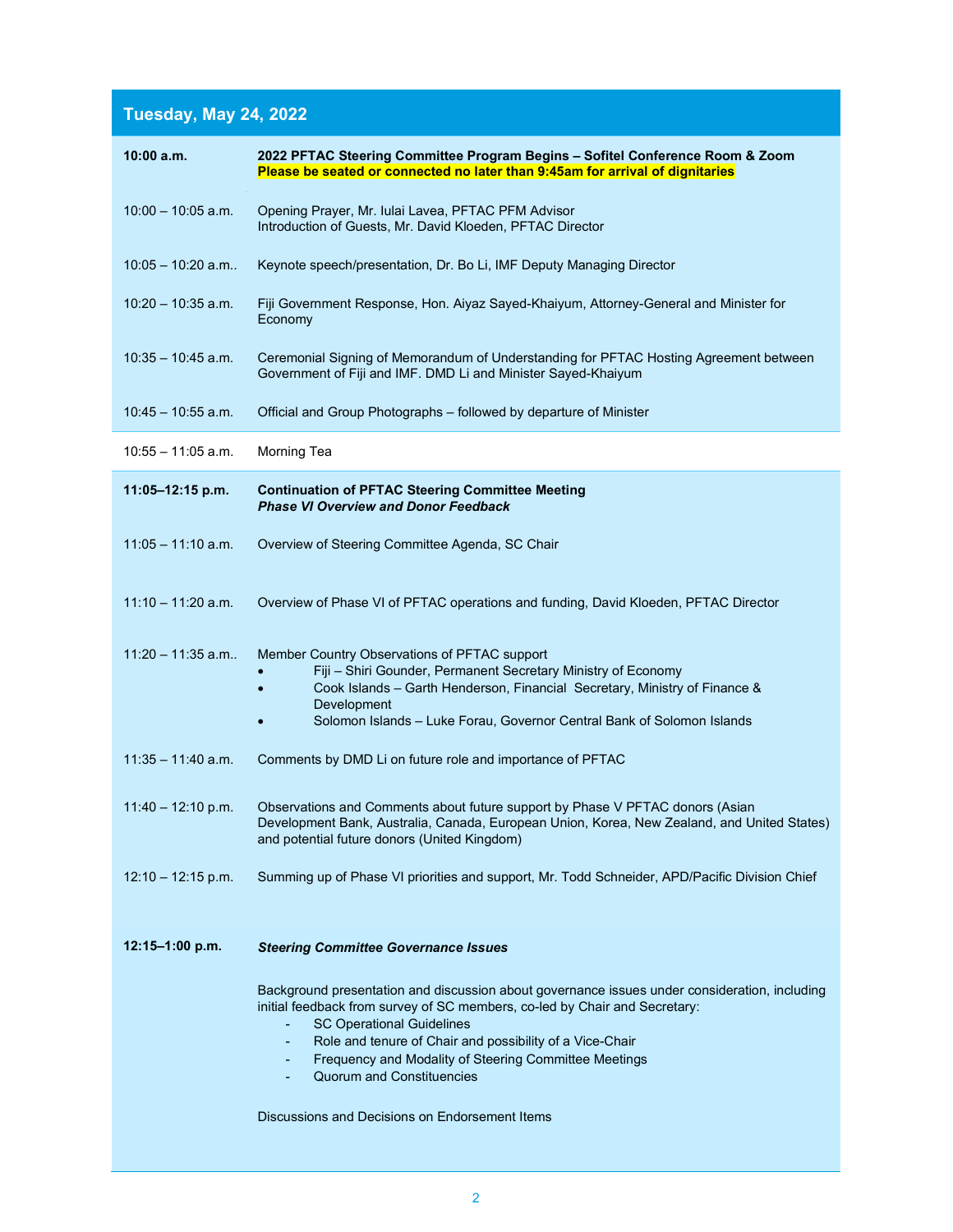## Tuesday, May 24, 2022

| Time | Program |
|---|---|
| **10:00 a.m.** | **2022 PFTAC Steering Committee Program Begins – Sofitel Conference Room & Zoom**<br>**Please be seated or connected no later than 9:45am for arrival of dignitaries** |
| 10:00 – 10:05 a.m. | Opening Prayer, Mr. Iulai Lavea, PFTAC PFM Advisor<br>Introduction of Guests, Mr. David Kloeden, PFTAC Director |
| 10:05 – 10:20 a.m.. | Keynote speech/presentation, Dr. Bo Li, IMF Deputy Managing Director |
| 10:20 – 10:35 a.m. | Fiji Government Response, Hon. Aiyaz Sayed-Khaiyum, Attorney-General and Minister for Economy |
| 10:35 – 10:45 a.m. | Ceremonial Signing of Memorandum of Understanding for PFTAC Hosting Agreement between Government of Fiji and IMF. DMD Li and Minister Sayed-Khaiyum |
| 10:45 – 10:55 a.m. | Official and Group Photographs – followed by departure of Minister |
| 10:55 – 11:05 a.m. | Morning Tea |
| **11:05–12:15 p.m.** | **Continuation of PFTAC Steering Committee Meeting**<br>***Phase VI Overview and Donor Feedback*** |
| 11:05 – 11:10 a.m. | Overview of Steering Committee Agenda, SC Chair |
| 11:10 – 11:20 a.m. | Overview of Phase VI of PFTAC operations and funding, David Kloeden, PFTAC Director |
| 11:20 – 11:35 a.m.. | Member Country Observations of PFTAC support<br>• Fiji – Shiri Gounder, Permanent Secretary Ministry of Economy<br>• Cook Islands – Garth Henderson, Financial Secretary, Ministry of Finance & Development<br>• Solomon Islands – Luke Forau, Governor Central Bank of Solomon Islands |
| 11:35 – 11:40 a.m. | Comments by DMD Li on future role and importance of PFTAC |
| 11:40 – 12:10 p.m. | Observations and Comments about future support by Phase V PFTAC donors (Asian Development Bank, Australia, Canada, European Union, Korea, New Zealand, and United States) and potential future donors (United Kingdom) |
| 12:10 – 12:15 p.m. | Summing up of Phase VI priorities and support, Mr. Todd Schneider, APD/Pacific Division Chief |
| **12:15–1:00 p.m.** | ***Steering Committee Governance Issues***<br><br>Background presentation and discussion about governance issues under consideration, including initial feedback from survey of SC members, co-led by Chair and Secretary:<br>- SC Operational Guidelines<br>- Role and tenure of Chair and possibility of a Vice-Chair<br>- Frequency and Modality of Steering Committee Meetings<br>- Quorum and Constituencies<br><br>Discussions and Decisions on Endorsement Items |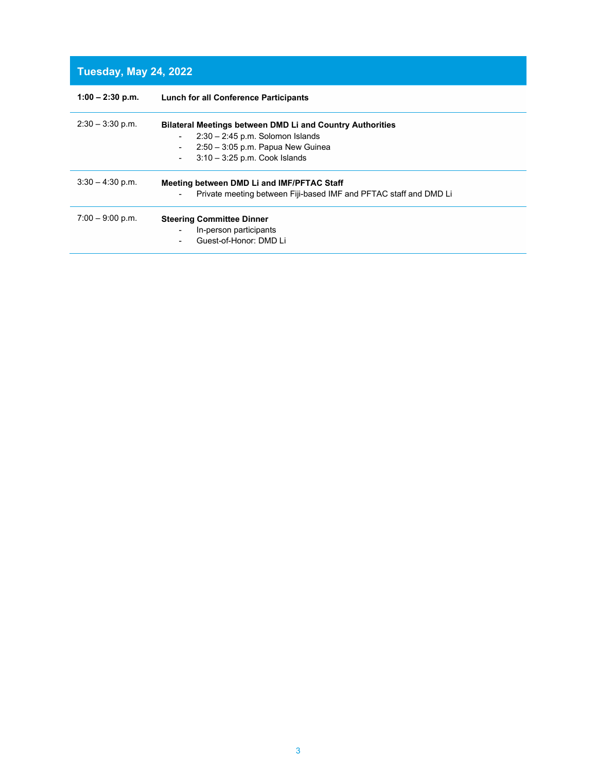## Tuesday, May 24, 2022

| | |
|---|---|
| **1:00 – 2:30 p.m.** | **Lunch for all Conference Participants** |
| 2:30 – 3:30 p.m. | **Bilateral Meetings between DMD Li and Country Authorities**<br>- 2:30 – 2:45 p.m. Solomon Islands<br>- 2:50 – 3:05 p.m. Papua New Guinea<br>- 3:10 – 3:25 p.m. Cook Islands |
| 3:30 – 4:30 p.m. | **Meeting between DMD Li and IMF/PFTAC Staff**<br>- Private meeting between Fiji-based IMF and PFTAC staff and DMD Li |
| 7:00 – 9:00 p.m. | **Steering Committee Dinner**<br>- In-person participants<br>- Guest-of-Honor: DMD Li |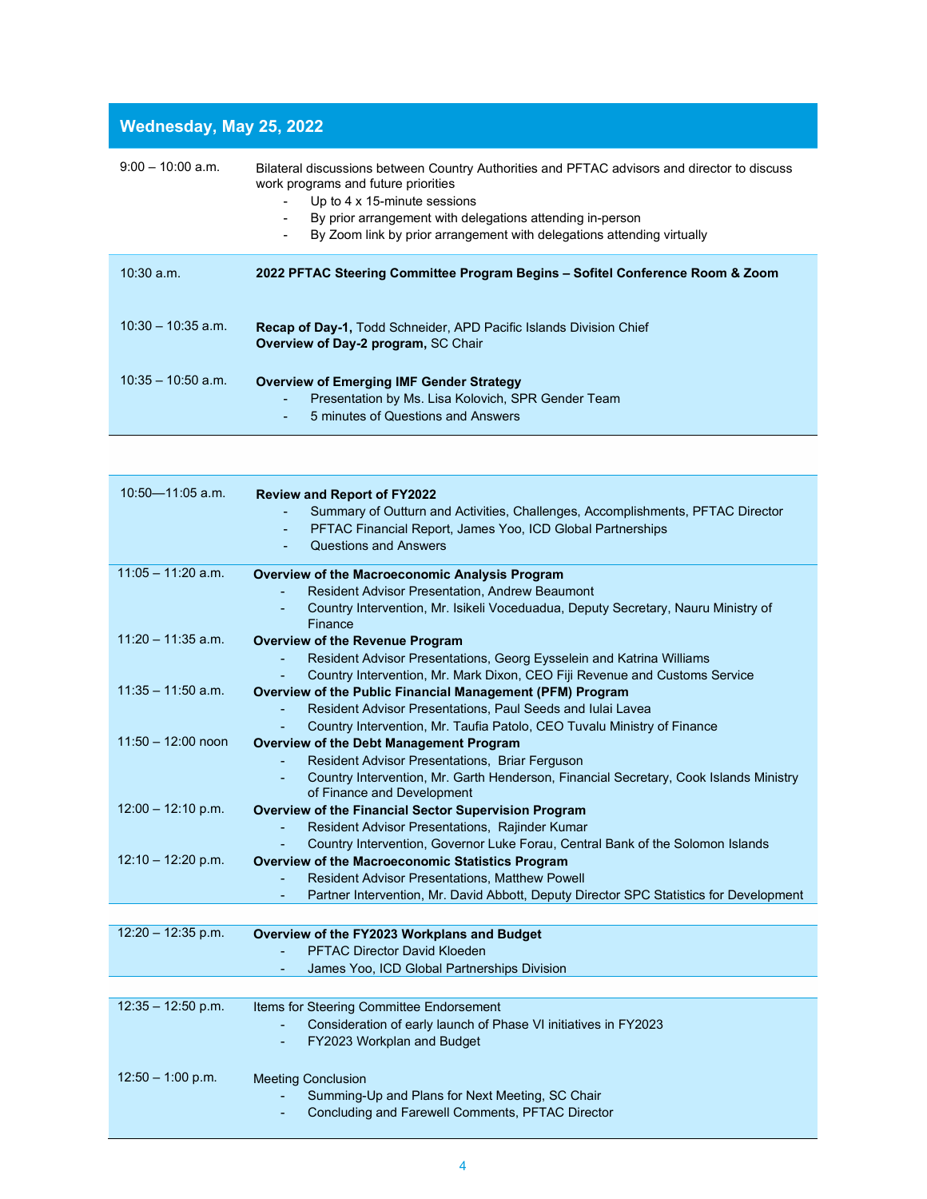## Wednesday, May 25, 2022

| Time | Program |
|---|---|
| 9:00 – 10:00 a.m. | Bilateral discussions between Country Authorities and PFTAC advisors and director to discuss work programs and future priorities<br>- Up to 4 x 15-minute sessions<br>- By prior arrangement with delegations attending in-person<br>- By Zoom link by prior arrangement with delegations attending virtually |
| 10:30 a.m. | **2022 PFTAC Steering Committee Program Begins – Sofitel Conference Room & Zoom** |
| 10:30 – 10:35 a.m. | **Recap of Day-1,** Todd Schneider, APD Pacific Islands Division Chief<br>**Overview of Day-2 program,** SC Chair |
| 10:35 – 10:50 a.m. | **Overview of Emerging IMF Gender Strategy**<br>- Presentation by Ms. Lisa Kolovich, SPR Gender Team<br>- 5 minutes of Questions and Answers |
| 10:50—11:05 a.m. | **Review and Report of FY2022**<br>- Summary of Outturn and Activities, Challenges, Accomplishments, PFTAC Director<br>- PFTAC Financial Report, James Yoo, ICD Global Partnerships<br>- Questions and Answers |
| 11:05 – 11:20 a.m. | **Overview of the Macroeconomic Analysis Program**<br>- Resident Advisor Presentation, Andrew Beaumont<br>- Country Intervention, Mr. Isikeli Voceduadua, Deputy Secretary, Nauru Ministry of Finance |
| 11:20 – 11:35 a.m. | **Overview of the Revenue Program**<br>- Resident Advisor Presentations, Georg Eysselein and Katrina Williams<br>- Country Intervention, Mr. Mark Dixon, CEO Fiji Revenue and Customs Service |
| 11:35 – 11:50 a.m. | **Overview of the Public Financial Management (PFM) Program**<br>- Resident Advisor Presentations, Paul Seeds and Iulai Lavea<br>- Country Intervention, Mr. Taufia Patolo, CEO Tuvalu Ministry of Finance |
| 11:50 – 12:00 noon | **Overview of the Debt Management Program**<br>- Resident Advisor Presentations, Briar Ferguson<br>- Country Intervention, Mr. Garth Henderson, Financial Secretary, Cook Islands Ministry of Finance and Development |
| 12:00 – 12:10 p.m. | **Overview of the Financial Sector Supervision Program**<br>- Resident Advisor Presentations, Rajinder Kumar<br>- Country Intervention, Governor Luke Forau, Central Bank of the Solomon Islands |
| 12:10 – 12:20 p.m. | **Overview of the Macroeconomic Statistics Program**<br>- Resident Advisor Presentations, Matthew Powell<br>- Partner Intervention, Mr. David Abbott, Deputy Director SPC Statistics for Development |
| 12:20 – 12:35 p.m. | **Overview of the FY2023 Workplans and Budget**<br>- PFTAC Director David Kloeden<br>- James Yoo, ICD Global Partnerships Division |
| 12:35 – 12:50 p.m. | Items for Steering Committee Endorsement<br>- Consideration of early launch of Phase VI initiatives in FY2023<br>- FY2023 Workplan and Budget |
| 12:50 – 1:00 p.m. | Meeting Conclusion<br>- Summing-Up and Plans for Next Meeting, SC Chair<br>- Concluding and Farewell Comments, PFTAC Director |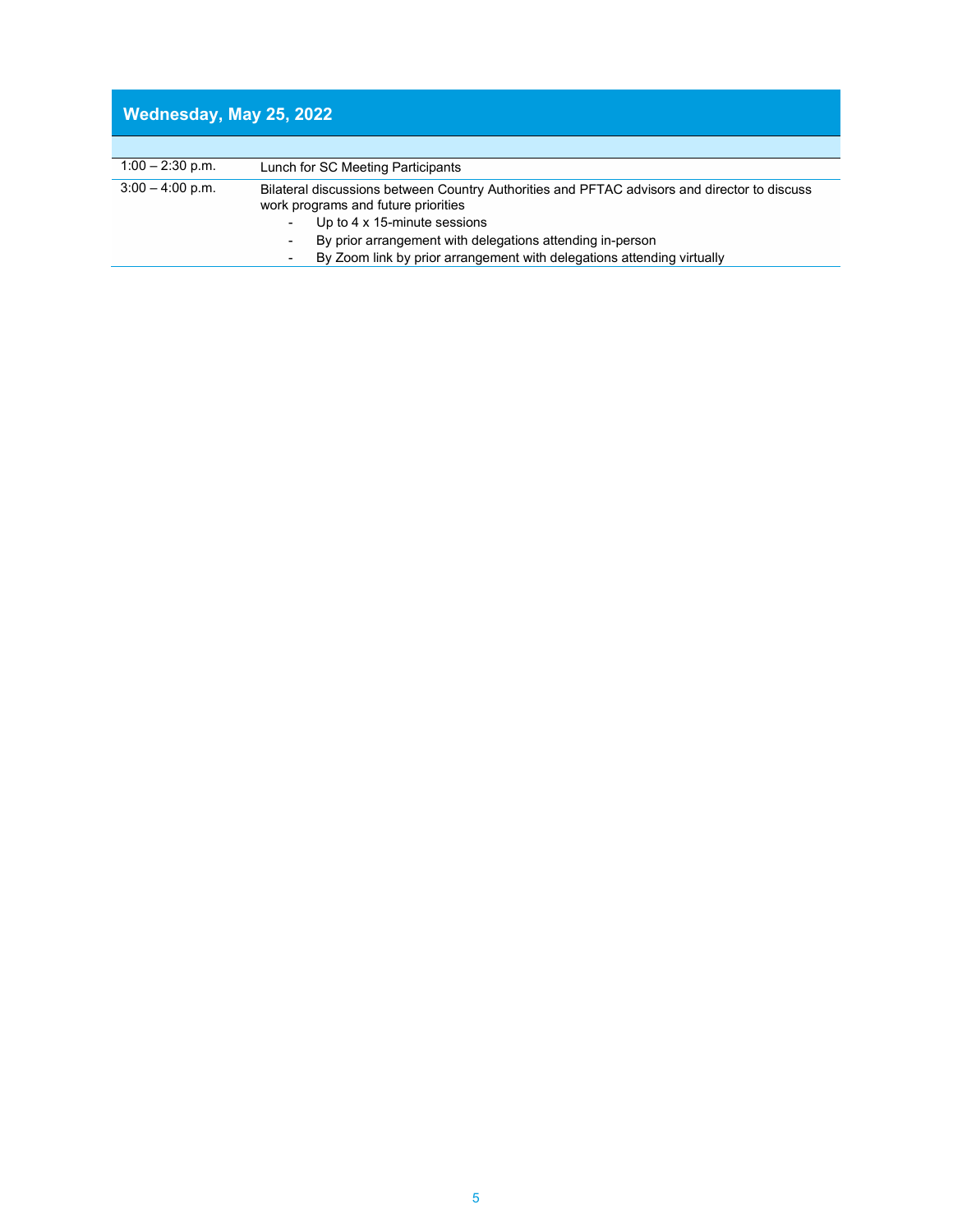## Wednesday, May 25, 2022

| | |
|---|---|
| 1:00 – 2:30 p.m. | Lunch for SC Meeting Participants |
| 3:00 – 4:00 p.m. | Bilateral discussions between Country Authorities and PFTAC advisors and director to discuss work programs and future priorities<br>- Up to 4 x 15-minute sessions<br>- By prior arrangement with delegations attending in-person<br>- By Zoom link by prior arrangement with delegations attending virtually |